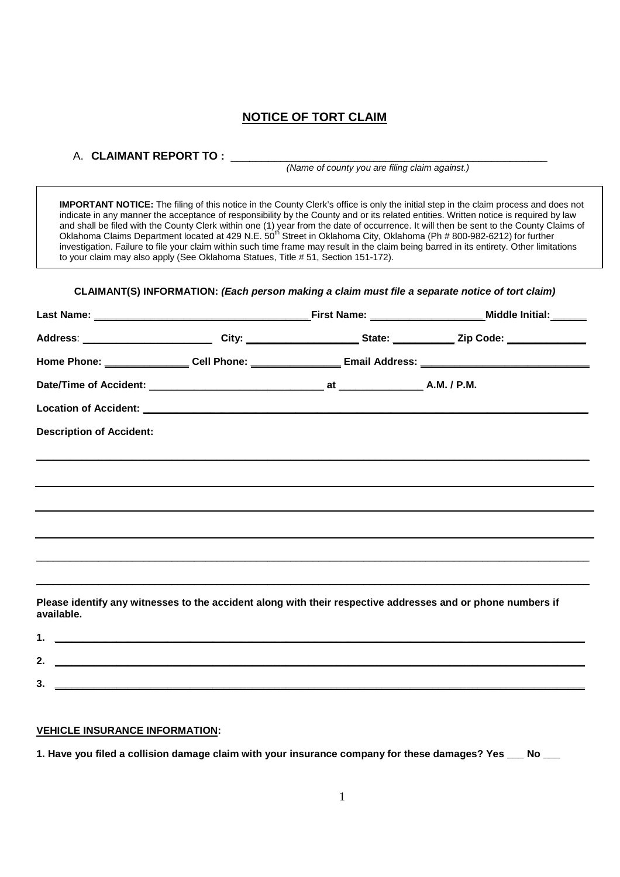# NOTICE OF TORT CLAIM

A. **CLAIMANT REPORT TO :** ______________________________________________

*(Name of county you are filing claim against.)*

> **IMPORTANT NOTICE:** The filing of this notice in the County Clerk's office is only the initial step in the claim process and does not indicate in any manner the acceptance of responsibility by the County and or its related entities. Written notice is required by law and shall be filed with the County Clerk within one (1) year from the date of occurrence. It will then be sent to the County Claims of Oklahoma Claims Department located at 429 N.E. 50th Street in Oklahoma City, Oklahoma (Ph # 800-982-6212) for further investigation. Failure to file your claim within such time frame may result in the claim being barred in its entirety. Other limitations to your claim may also apply (See Oklahoma Statues, Title # 51, Section 151-172).

**CLAIMANT(S) INFORMATION:** ***(Each person making a claim must file a separate notice of tort claim)***

**Last Name:** ______________________ **First Name:** ______________ **Middle Initial:** ______

**Address**: ______________________ **City:** ______________ **State:** __________ **Zip Code:** ____________

**Home Phone:** ______________ **Cell Phone:** ______________ **Email Address:** ______________________

**Date/Time of Accident:** __________________________ **at** ______________ **A.M. / P.M.**

**Location of Accident:** ______________________________________________

**Description of Accident:**

______________________________________________

______________________________________________

______________________________________________

______________________________________________

______________________________________________

______________________________________________

**Please identify any witnesses to the accident along with their respective addresses and phone numbers if available.**

**1.** ______________________________________________

**2.** ______________________________________________

**3.** ______________________________________________

**VEHICLE INSURANCE INFORMATION:**

**1. Have you filed a collision damage claim with your insurance company for these damages? Yes ___ No ___**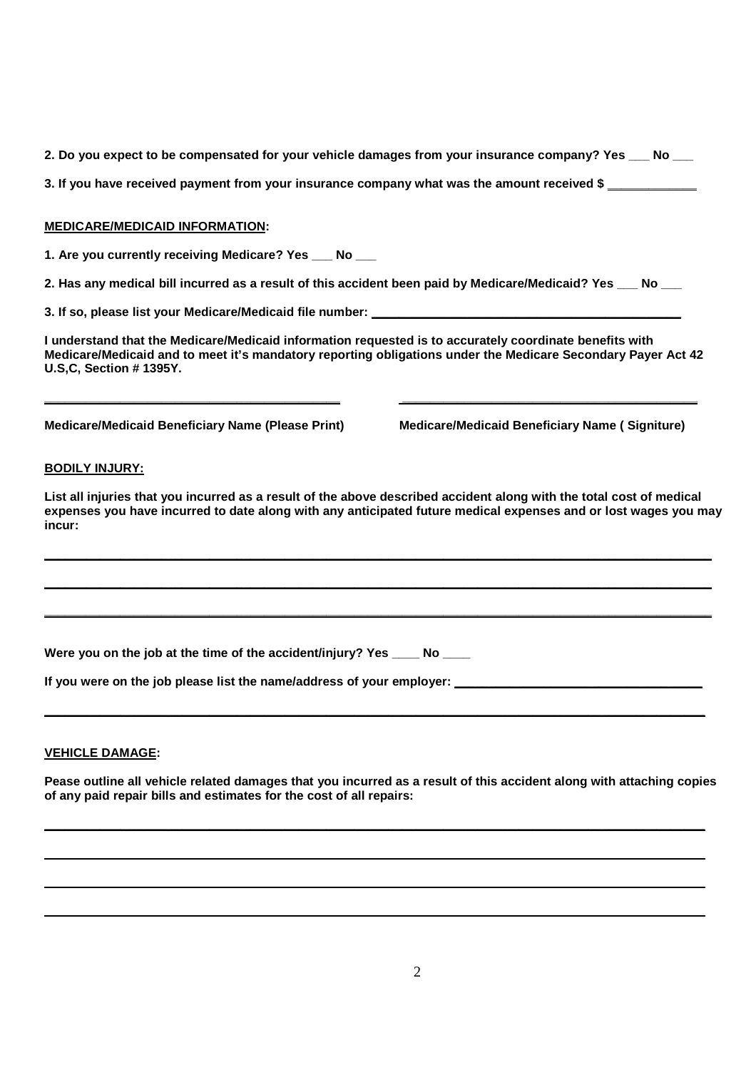**2. Do you expect to be compensated for your vehicle damages from your insurance company? Yes ___ No ___**

**3. If you have received payment from your insurance company what was the amount received $ ____________**

**MEDICARE/MEDICAID INFORMATION:**

**1. Are you currently receiving Medicare? Yes ___ No ___**

**2. Has any medical bill incurred as a result of this accident been paid by Medicare/Medicaid? Yes ___ No ___**

**3. If so, please list your Medicare/Medicaid file number: ________________________________________**

**I understand that the Medicare/Medicaid information requested is to accurately coordinate benefits with Medicare/Medicaid and to meet it's mandatory reporting obligations under the Medicare Secondary Payer Act 42 U.S,C, Section # 1395Y.**

| ________________________________________ | ________________________________________ |
|---|---|
| **Medicare/Medicaid Beneficiary Name (Please Print)** | **Medicare/Medicaid Beneficiary Name ( Signiture)** |

**BODILY INJURY:**

**List all injuries that you incurred as a result of the above described accident along with the total cost of medical expenses you have incurred to date along with any anticipated future medical expenses and or lost wages you may incur:**

________________________________________________________________________________

________________________________________________________________________________

________________________________________________________________________________

**Were you on the job at the time of the accident/injury? Yes ____ No ____**

**If you were on the job please list the name/address of your employer: ________________________________**

________________________________________________________________________________

**VEHICLE DAMAGE:**

**Pease outline all vehicle related damages that you incurred as a result of this accident along with attaching copies of any paid repair bills and estimates for the cost of all repairs:**

________________________________________________________________________________

________________________________________________________________________________

________________________________________________________________________________

________________________________________________________________________________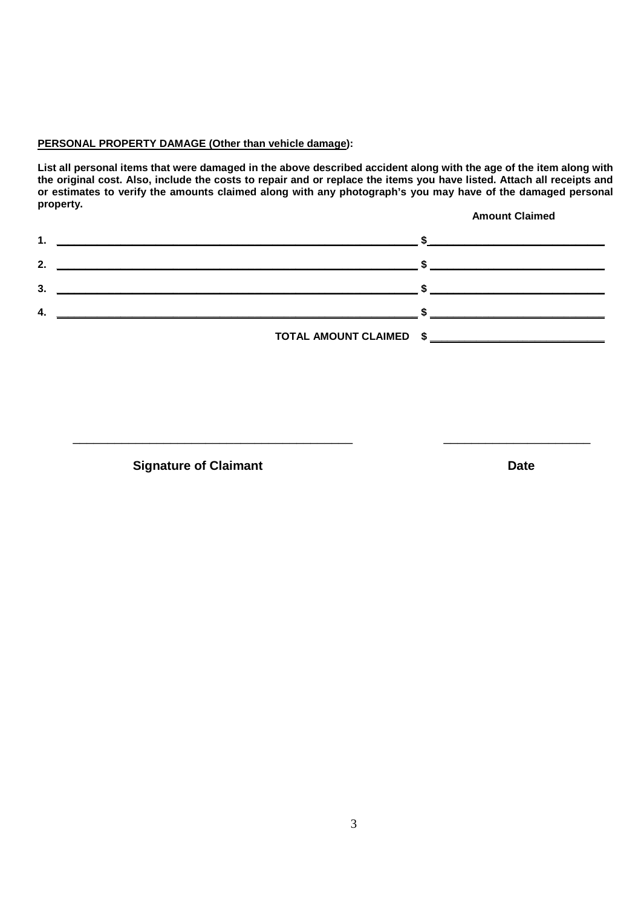**PERSONAL PROPERTY DAMAGE (Other than vehicle damage):**

**List all personal items that were damaged in the above described accident along with the age of the item along with the original cost. Also, include the costs to repair and or replace the items you have listed. Attach all receipts and or estimates to verify the amounts claimed along with any photograph's you may have of the damaged personal property.**

| | | **Amount Claimed** |
|---|---|---|
| **1.** | ______________________________ | **$** ______________ |
| **2.** | ______________________________ | **$** ______________ |
| **3.** | ______________________________ | **$** ______________ |
| **4.** | ______________________________ | **$** ______________ |
| | **TOTAL AMOUNT CLAIMED** | **$** ______________ |

______________________________ ______________

**Signature of Claimant** **Date**